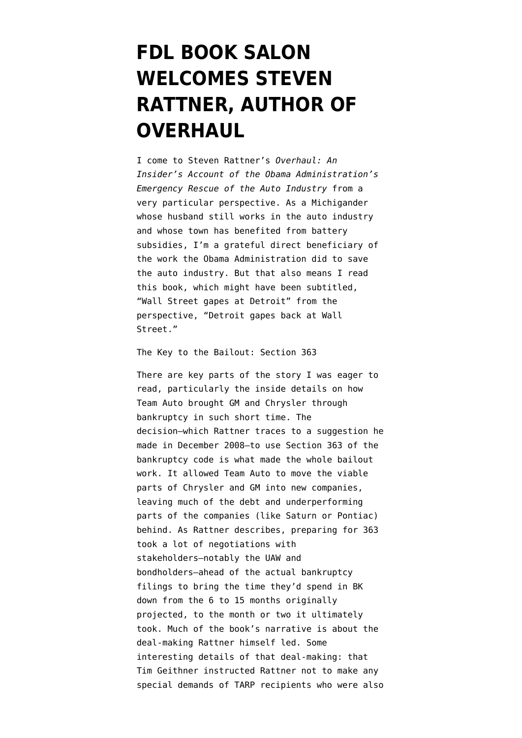# FDL BOOK SALON WELCOMES STEVEN RATTNER, AUTHOR OF OVERHAUL

I come to Steven Rattner's *Overhaul: An Insider's Account of the Obama Administration's Emergency Rescue of the Auto Industry* from a very particular perspective. As a Michigander whose husband still works in the auto industry and whose town has benefited from battery subsidies, I'm a grateful direct beneficiary of the work the Obama Administration did to save the auto industry. But that also means I read this book, which might have been subtitled, "Wall Street gapes at Detroit" from the perspective, "Detroit gapes back at Wall Street."

The Key to the Bailout: Section 363

There are key parts of the story I was eager to read, particularly the inside details on how Team Auto brought GM and Chrysler through bankruptcy in such short time. The decision—which Rattner traces to a suggestion he made in December 2008—to use Section 363 of the bankruptcy code is what made the whole bailout work. It allowed Team Auto to move the viable parts of Chrysler and GM into new companies, leaving much of the debt and underperforming parts of the companies (like Saturn or Pontiac) behind. As Rattner describes, preparing for 363 took a lot of negotiations with stakeholders—notably the UAW and bondholders—ahead of the actual bankruptcy filings to bring the time they'd spend in BK down from the 6 to 15 months originally projected, to the month or two it ultimately took. Much of the book's narrative is about the deal-making Rattner himself led. Some interesting details of that deal-making: that Tim Geithner instructed Rattner not to make any special demands of TARP recipients who were also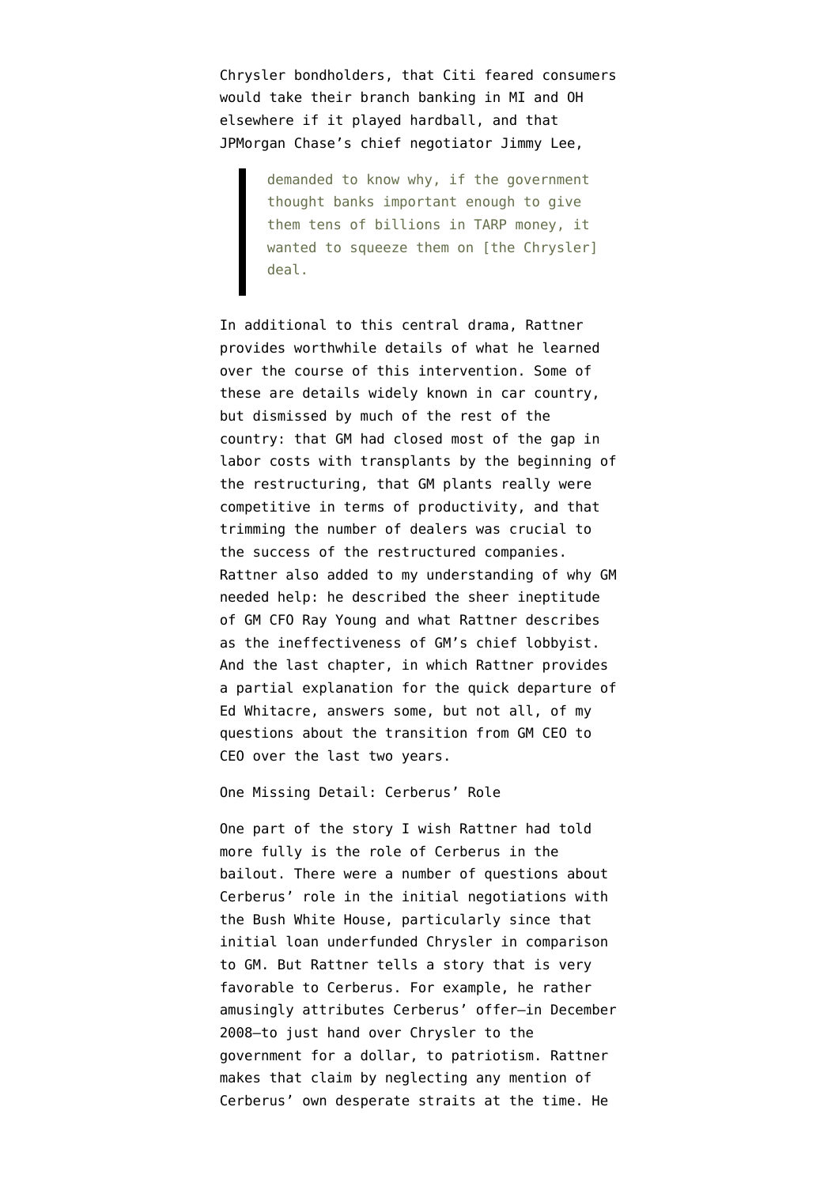Chrysler bondholders, that Citi feared consumers would take their branch banking in MI and OH elsewhere if it played hardball, and that JPMorgan Chase's chief negotiator Jimmy Lee,

> demanded to know why, if the government thought banks important enough to give them tens of billions in TARP money, it wanted to squeeze them on [the Chrysler] deal.

In additional to this central drama, Rattner provides worthwhile details of what he learned over the course of this intervention. Some of these are details widely known in car country, but dismissed by much of the rest of the country: that GM had closed most of the gap in labor costs with transplants by the beginning of the restructuring, that GM plants really were competitive in terms of productivity, and that trimming the number of dealers was crucial to the success of the restructured companies. Rattner also added to my understanding of why GM needed help: he described the sheer ineptitude of GM CFO Ray Young and what Rattner describes as the ineffectiveness of GM's chief lobbyist. And the last chapter, in which Rattner provides a partial explanation for the quick departure of Ed Whitacre, answers some, but not all, of my questions about the transition from GM CEO to CEO over the last two years.

One Missing Detail: Cerberus' Role

One part of the story I wish Rattner had told more fully is the role of Cerberus in the bailout. There were a number of questions about Cerberus' role in the initial negotiations with the Bush White House, particularly since that initial loan underfunded Chrysler in comparison to GM. But Rattner tells a story that is very favorable to Cerberus. For example, he rather amusingly attributes Cerberus' offer—in December 2008—to just hand over Chrysler to the government for a dollar, to patriotism. Rattner makes that claim by neglecting any mention of Cerberus' own desperate straits at the time. He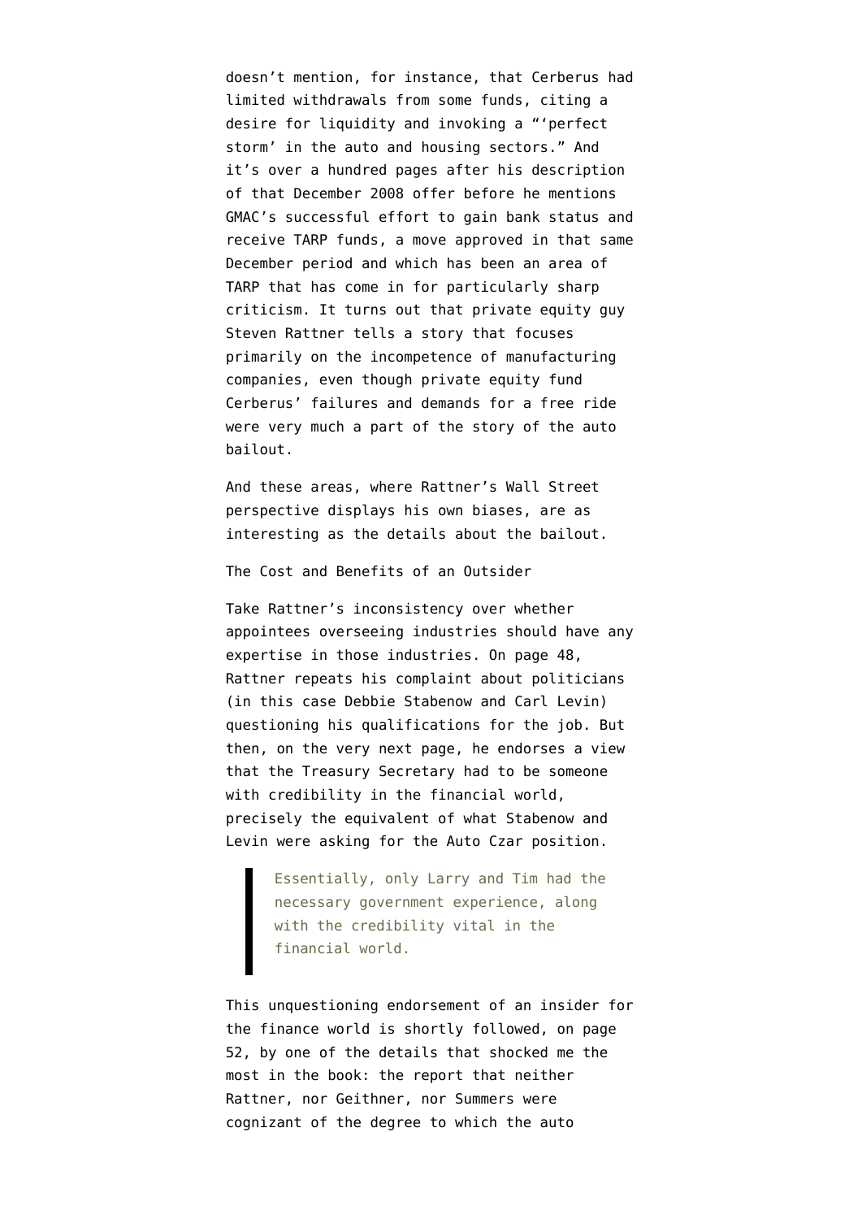doesn't mention, for instance, that Cerberus had limited withdrawals from some funds, citing a desire for liquidity and invoking a "'perfect storm' in the auto and housing sectors." And it's over a hundred pages after his description of that December 2008 offer before he mentions GMAC's successful effort to gain bank status and receive TARP funds, a move approved in that same December period and which has been an area of TARP that has come in for particularly sharp criticism. It turns out that private equity guy Steven Rattner tells a story that focuses primarily on the incompetence of manufacturing companies, even though private equity fund Cerberus' failures and demands for a free ride were very much a part of the story of the auto bailout.

And these areas, where Rattner's Wall Street perspective displays his own biases, are as interesting as the details about the bailout.

## The Cost and Benefits of an Outsider

Take Rattner's inconsistency over whether appointees overseeing industries should have any expertise in those industries. On page 48, Rattner repeats his complaint about politicians (in this case Debbie Stabenow and Carl Levin) questioning his qualifications for the job. But then, on the very next page, he endorses a view that the Treasury Secretary had to be someone with credibility in the financial world, precisely the equivalent of what Stabenow and Levin were asking for the Auto Czar position.

> Essentially, only Larry and Tim had the necessary government experience, along with the credibility vital in the financial world.

This unquestioning endorsement of an insider for the finance world is shortly followed, on page 52, by one of the details that shocked me the most in the book: the report that neither Rattner, nor Geithner, nor Summers were cognizant of the degree to which the auto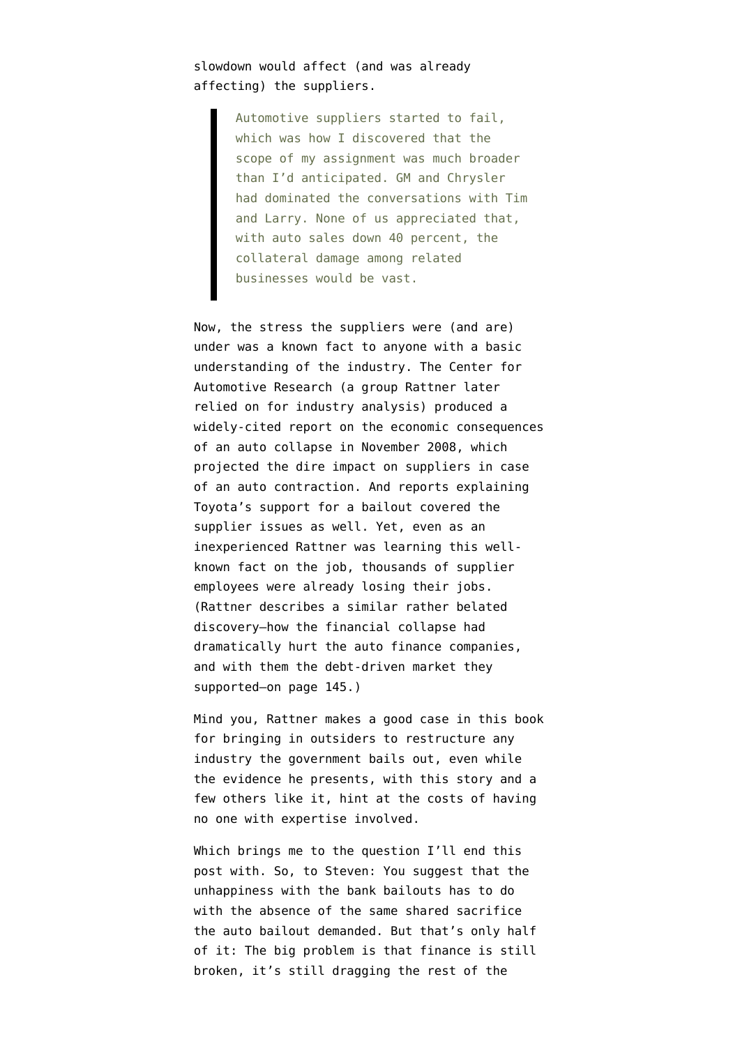slowdown would affect (and was already affecting) the suppliers.

> Automotive suppliers started to fail, which was how I discovered that the scope of my assignment was much broader than I'd anticipated. GM and Chrysler had dominated the conversations with Tim and Larry. None of us appreciated that, with auto sales down 40 percent, the collateral damage among related businesses would be vast.

Now, the stress the suppliers were (and are) under was a known fact to anyone with a basic understanding of the industry. The Center for Automotive Research (a group Rattner later relied on for industry analysis) produced a widely-cited report on the economic consequences of an auto collapse in November 2008, which projected the dire impact on suppliers in case of an auto contraction. And reports explaining Toyota's support for a bailout covered the supplier issues as well. Yet, even as an inexperienced Rattner was learning this well-known fact on the job, thousands of supplier employees were already losing their jobs. (Rattner describes a similar rather belated discovery—how the financial collapse had dramatically hurt the auto finance companies, and with them the debt-driven market they supported—on page 145.)

Mind you, Rattner makes a good case in this book for bringing in outsiders to restructure any industry the government bails out, even while the evidence he presents, with this story and a few others like it, hint at the costs of having no one with expertise involved.

Which brings me to the question I'll end this post with. So, to Steven: You suggest that the unhappiness with the bank bailouts has to do with the absence of the same shared sacrifice the auto bailout demanded. But that's only half of it: The big problem is that finance is still broken, it's still dragging the rest of the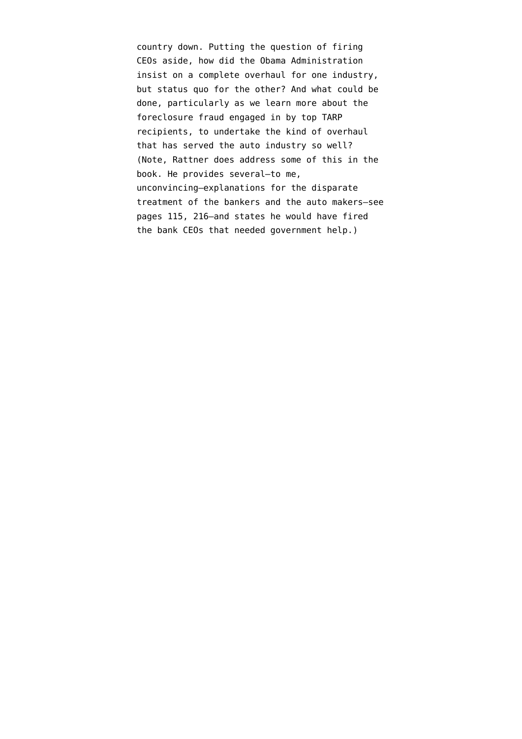country down. Putting the question of firing CEOs aside, how did the Obama Administration insist on a complete overhaul for one industry, but status quo for the other? And what could be done, particularly as we learn more about the foreclosure fraud engaged in by top TARP recipients, to undertake the kind of overhaul that has served the auto industry so well? (Note, Rattner does address some of this in the book. He provides several—to me, unconvincing—explanations for the disparate treatment of the bankers and the auto makers—see pages 115, 216—and states he would have fired the bank CEOs that needed government help.)